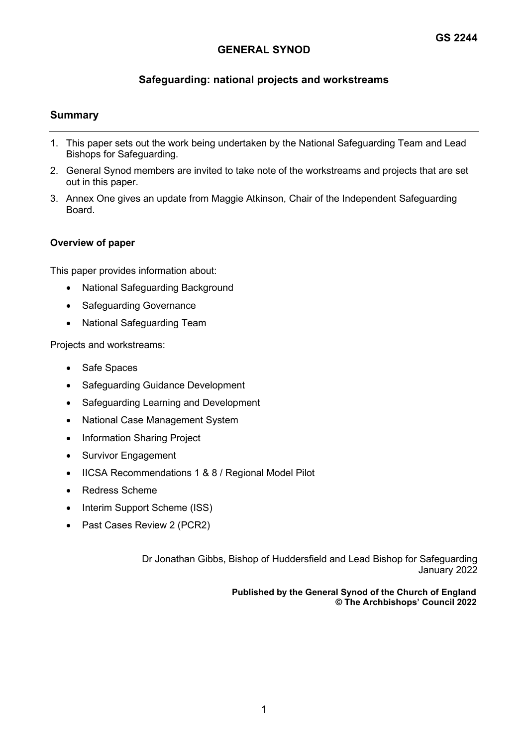**GS 2244**

# GENERAL SYNOD

## Safeguarding: national projects and workstreams

### Summary

1. This paper sets out the work being undertaken by the National Safeguarding Team and Lead Bishops for Safeguarding.
2. General Synod members are invited to take note of the workstreams and projects that are set out in this paper.
3. Annex One gives an update from Maggie Atkinson, Chair of the Independent Safeguarding Board.

**Overview of paper**

This paper provides information about:

- National Safeguarding Background
- Safeguarding Governance
- National Safeguarding Team

Projects and workstreams:

- Safe Spaces
- Safeguarding Guidance Development
- Safeguarding Learning and Development
- National Case Management System
- Information Sharing Project
- Survivor Engagement
- IICSA Recommendations 1 & 8 / Regional Model Pilot
- Redress Scheme
- Interim Support Scheme (ISS)
- Past Cases Review 2 (PCR2)

Dr Jonathan Gibbs, Bishop of Huddersfield and Lead Bishop for Safeguarding
January 2022

**Published by the General Synod of the Church of England**
**© The Archbishops' Council 2022**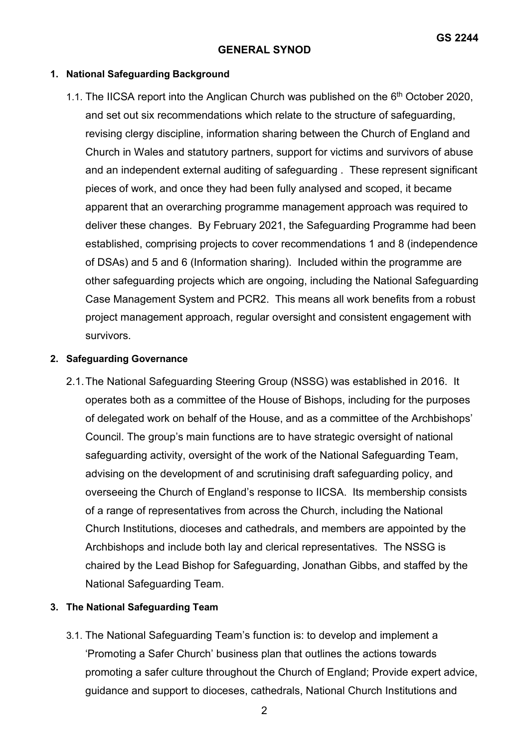**GS 2244**

**GENERAL SYNOD**

**1. National Safeguarding Background**

1.1. The IICSA report into the Anglican Church was published on the 6th October 2020, and set out six recommendations which relate to the structure of safeguarding, revising clergy discipline, information sharing between the Church of England and Church in Wales and statutory partners, support for victims and survivors of abuse and an independent external auditing of safeguarding . These represent significant pieces of work, and once they had been fully analysed and scoped, it became apparent that an overarching programme management approach was required to deliver these changes. By February 2021, the Safeguarding Programme had been established, comprising projects to cover recommendations 1 and 8 (independence of DSAs) and 5 and 6 (Information sharing). Included within the programme are other safeguarding projects which are ongoing, including the National Safeguarding Case Management System and PCR2. This means all work benefits from a robust project management approach, regular oversight and consistent engagement with survivors.

**2. Safeguarding Governance**

2.1. The National Safeguarding Steering Group (NSSG) was established in 2016. It operates both as a committee of the House of Bishops, including for the purposes of delegated work on behalf of the House, and as a committee of the Archbishops' Council. The group's main functions are to have strategic oversight of national safeguarding activity, oversight of the work of the National Safeguarding Team, advising on the development of and scrutinising draft safeguarding policy, and overseeing the Church of England's response to IICSA. Its membership consists of a range of representatives from across the Church, including the National Church Institutions, dioceses and cathedrals, and members are appointed by the Archbishops and include both lay and clerical representatives. The NSSG is chaired by the Lead Bishop for Safeguarding, Jonathan Gibbs, and staffed by the National Safeguarding Team.

**3. The National Safeguarding Team**

3.1. The National Safeguarding Team's function is: to develop and implement a 'Promoting a Safer Church' business plan that outlines the actions towards promoting a safer culture throughout the Church of England; Provide expert advice, guidance and support to dioceses, cathedrals, National Church Institutions and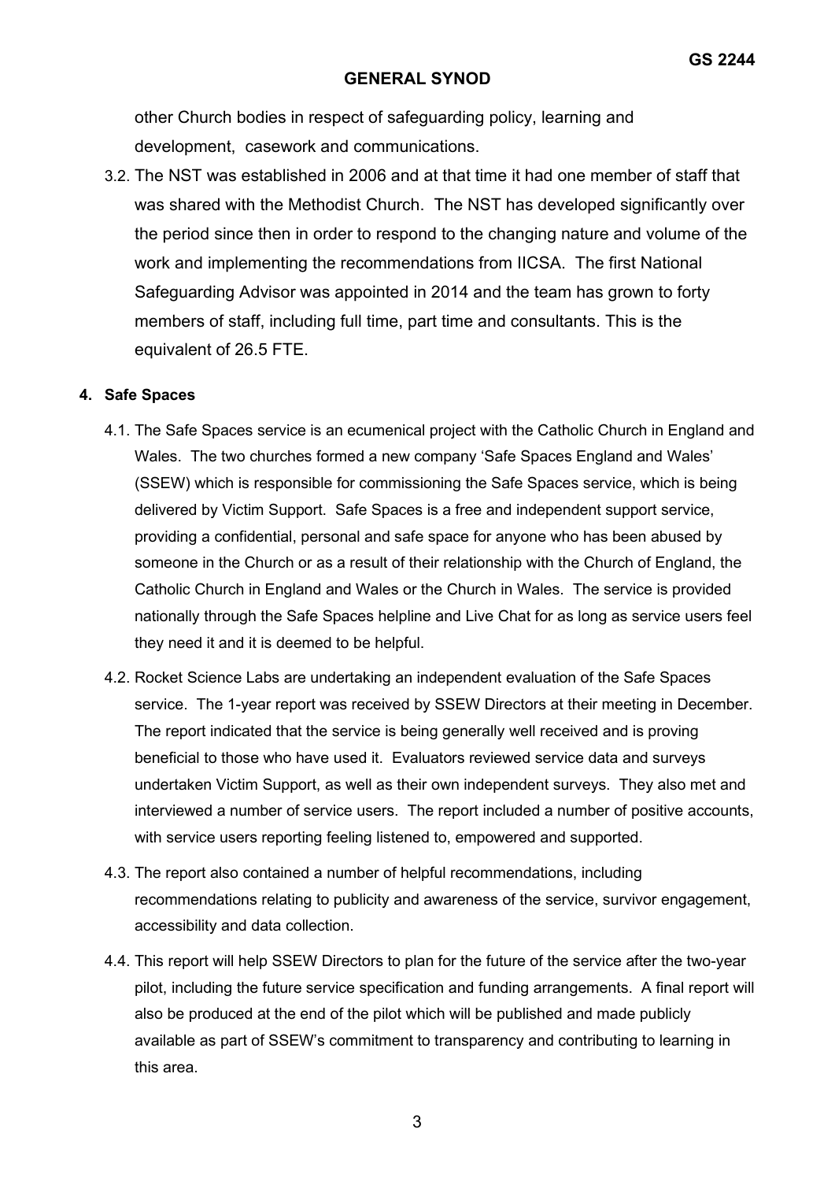other Church bodies in respect of safeguarding policy, learning and development, casework and communications.

3.2. The NST was established in 2006 and at that time it had one member of staff that was shared with the Methodist Church. The NST has developed significantly over the period since then in order to respond to the changing nature and volume of the work and implementing the recommendations from IICSA. The first National Safeguarding Advisor was appointed in 2014 and the team has grown to forty members of staff, including full time, part time and consultants. This is the equivalent of 26.5 FTE.

**4. Safe Spaces**

4.1. The Safe Spaces service is an ecumenical project with the Catholic Church in England and Wales. The two churches formed a new company 'Safe Spaces England and Wales' (SSEW) which is responsible for commissioning the Safe Spaces service, which is being delivered by Victim Support. Safe Spaces is a free and independent support service, providing a confidential, personal and safe space for anyone who has been abused by someone in the Church or as a result of their relationship with the Church of England, the Catholic Church in England and Wales or the Church in Wales. The service is provided nationally through the Safe Spaces helpline and Live Chat for as long as service users feel they need it and it is deemed to be helpful.

4.2. Rocket Science Labs are undertaking an independent evaluation of the Safe Spaces service. The 1-year report was received by SSEW Directors at their meeting in December. The report indicated that the service is being generally well received and is proving beneficial to those who have used it. Evaluators reviewed service data and surveys undertaken Victim Support, as well as their own independent surveys. They also met and interviewed a number of service users. The report included a number of positive accounts, with service users reporting feeling listened to, empowered and supported.

4.3. The report also contained a number of helpful recommendations, including recommendations relating to publicity and awareness of the service, survivor engagement, accessibility and data collection.

4.4. This report will help SSEW Directors to plan for the future of the service after the two-year pilot, including the future service specification and funding arrangements. A final report will also be produced at the end of the pilot which will be published and made publicly available as part of SSEW's commitment to transparency and contributing to learning in this area.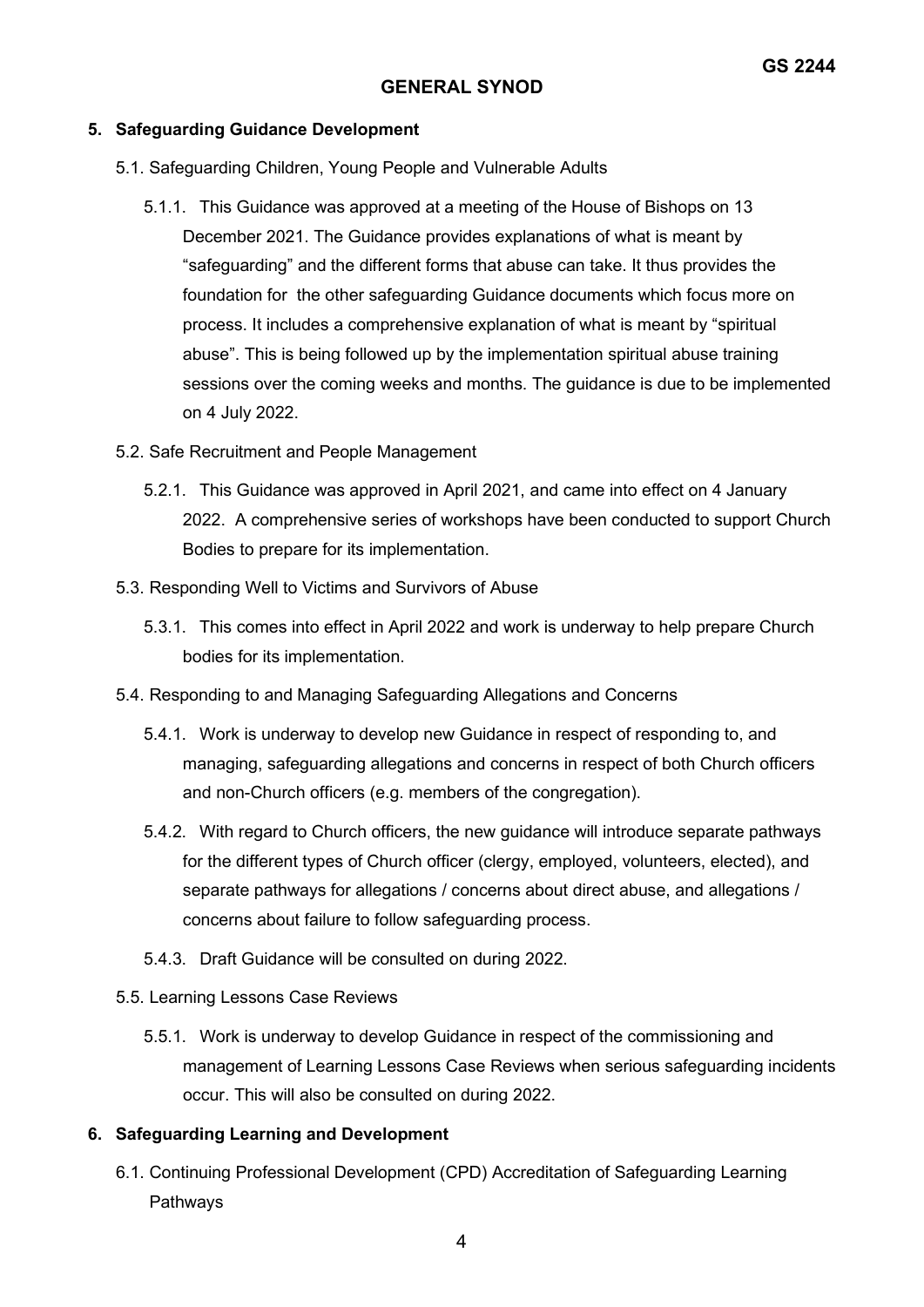## 5. Safeguarding Guidance Development

5.1. Safeguarding Children, Young People and Vulnerable Adults

5.1.1. This Guidance was approved at a meeting of the House of Bishops on 13 December 2021. The Guidance provides explanations of what is meant by "safeguarding" and the different forms that abuse can take. It thus provides the foundation for the other safeguarding Guidance documents which focus more on process. It includes a comprehensive explanation of what is meant by "spiritual abuse". This is being followed up by the implementation spiritual abuse training sessions over the coming weeks and months. The guidance is due to be implemented on 4 July 2022.

5.2. Safe Recruitment and People Management

5.2.1. This Guidance was approved in April 2021, and came into effect on 4 January 2022. A comprehensive series of workshops have been conducted to support Church Bodies to prepare for its implementation.

5.3. Responding Well to Victims and Survivors of Abuse

5.3.1. This comes into effect in April 2022 and work is underway to help prepare Church bodies for its implementation.

5.4. Responding to and Managing Safeguarding Allegations and Concerns

5.4.1. Work is underway to develop new Guidance in respect of responding to, and managing, safeguarding allegations and concerns in respect of both Church officers and non-Church officers (e.g. members of the congregation).

5.4.2. With regard to Church officers, the new guidance will introduce separate pathways for the different types of Church officer (clergy, employed, volunteers, elected), and separate pathways for allegations / concerns about direct abuse, and allegations / concerns about failure to follow safeguarding process.

5.4.3. Draft Guidance will be consulted on during 2022.

5.5. Learning Lessons Case Reviews

5.5.1. Work is underway to develop Guidance in respect of the commissioning and management of Learning Lessons Case Reviews when serious safeguarding incidents occur. This will also be consulted on during 2022.

## 6. Safeguarding Learning and Development

6.1. Continuing Professional Development (CPD) Accreditation of Safeguarding Learning Pathways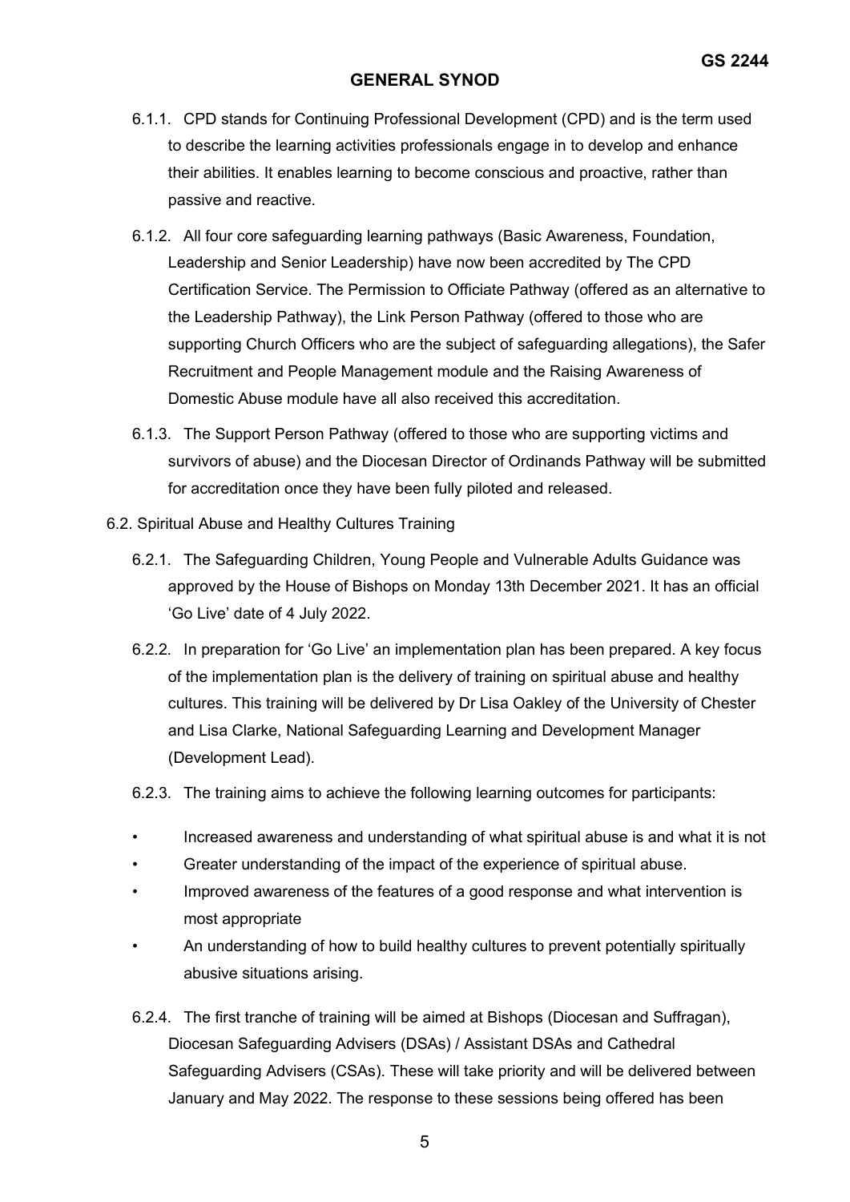6.1.1. CPD stands for Continuing Professional Development (CPD) and is the term used to describe the learning activities professionals engage in to develop and enhance their abilities. It enables learning to become conscious and proactive, rather than passive and reactive.

6.1.2. All four core safeguarding learning pathways (Basic Awareness, Foundation, Leadership and Senior Leadership) have now been accredited by The CPD Certification Service. The Permission to Officiate Pathway (offered as an alternative to the Leadership Pathway), the Link Person Pathway (offered to those who are supporting Church Officers who are the subject of safeguarding allegations), the Safer Recruitment and People Management module and the Raising Awareness of Domestic Abuse module have all also received this accreditation.

6.1.3. The Support Person Pathway (offered to those who are supporting victims and survivors of abuse) and the Diocesan Director of Ordinands Pathway will be submitted for accreditation once they have been fully piloted and released.

6.2. Spiritual Abuse and Healthy Cultures Training

6.2.1. The Safeguarding Children, Young People and Vulnerable Adults Guidance was approved by the House of Bishops on Monday 13th December 2021. It has an official 'Go Live' date of 4 July 2022.

6.2.2. In preparation for 'Go Live' an implementation plan has been prepared. A key focus of the implementation plan is the delivery of training on spiritual abuse and healthy cultures. This training will be delivered by Dr Lisa Oakley of the University of Chester and Lisa Clarke, National Safeguarding Learning and Development Manager (Development Lead).

6.2.3. The training aims to achieve the following learning outcomes for participants:

- Increased awareness and understanding of what spiritual abuse is and what it is not
- Greater understanding of the impact of the experience of spiritual abuse.
- Improved awareness of the features of a good response and what intervention is most appropriate
- An understanding of how to build healthy cultures to prevent potentially spiritually abusive situations arising.

6.2.4. The first tranche of training will be aimed at Bishops (Diocesan and Suffragan), Diocesan Safeguarding Advisers (DSAs) / Assistant DSAs and Cathedral Safeguarding Advisers (CSAs). These will take priority and will be delivered between January and May 2022. The response to these sessions being offered has been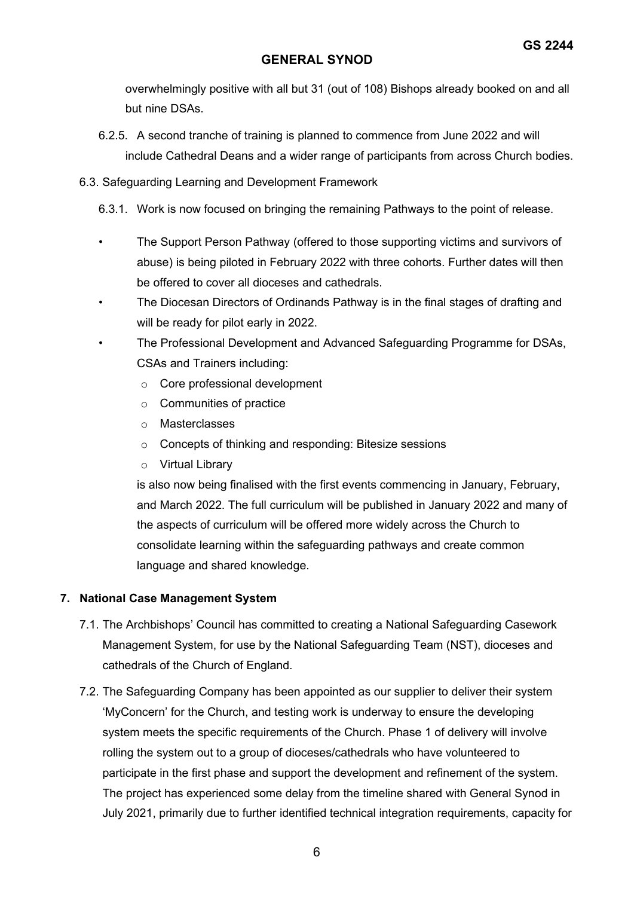overwhelmingly positive with all but 31 (out of 108) Bishops already booked on and all but nine DSAs.

6.2.5. A second tranche of training is planned to commence from June 2022 and will include Cathedral Deans and a wider range of participants from across Church bodies.

6.3. Safeguarding Learning and Development Framework

6.3.1. Work is now focused on bringing the remaining Pathways to the point of release.

- The Support Person Pathway (offered to those supporting victims and survivors of abuse) is being piloted in February 2022 with three cohorts. Further dates will then be offered to cover all dioceses and cathedrals.
- The Diocesan Directors of Ordinands Pathway is in the final stages of drafting and will be ready for pilot early in 2022.
- The Professional Development and Advanced Safeguarding Programme for DSAs, CSAs and Trainers including:
  - Core professional development
  - Communities of practice
  - Masterclasses
  - Concepts of thinking and responding: Bitesize sessions
  - Virtual Library

  is also now being finalised with the first events commencing in January, February, and March 2022. The full curriculum will be published in January 2022 and many of the aspects of curriculum will be offered more widely across the Church to consolidate learning within the safeguarding pathways and create common language and shared knowledge.

## 7. National Case Management System

7.1. The Archbishops' Council has committed to creating a National Safeguarding Casework Management System, for use by the National Safeguarding Team (NST), dioceses and cathedrals of the Church of England.

7.2. The Safeguarding Company has been appointed as our supplier to deliver their system 'MyConcern' for the Church, and testing work is underway to ensure the developing system meets the specific requirements of the Church. Phase 1 of delivery will involve rolling the system out to a group of dioceses/cathedrals who have volunteered to participate in the first phase and support the development and refinement of the system. The project has experienced some delay from the timeline shared with General Synod in July 2021, primarily due to further identified technical integration requirements, capacity for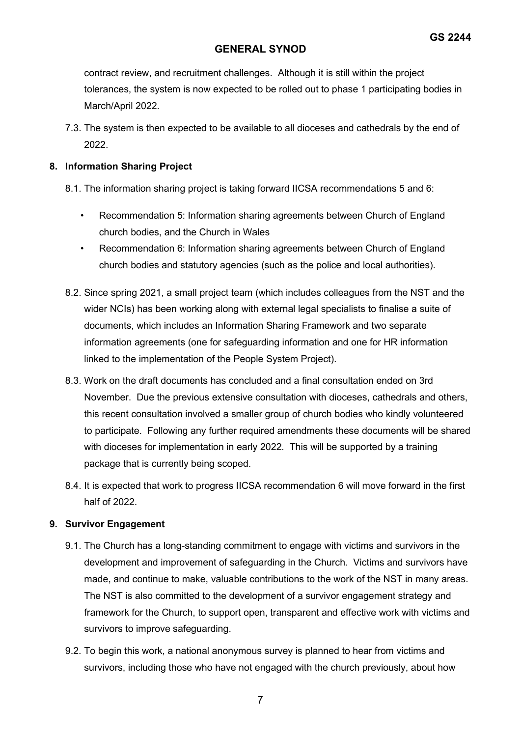contract review, and recruitment challenges. Although it is still within the project tolerances, the system is now expected to be rolled out to phase 1 participating bodies in March/April 2022.

7.3. The system is then expected to be available to all dioceses and cathedrals by the end of 2022.

## 8. Information Sharing Project

8.1. The information sharing project is taking forward IICSA recommendations 5 and 6:

- Recommendation 5: Information sharing agreements between Church of England church bodies, and the Church in Wales
- Recommendation 6: Information sharing agreements between Church of England church bodies and statutory agencies (such as the police and local authorities).

8.2. Since spring 2021, a small project team (which includes colleagues from the NST and the wider NCIs) has been working along with external legal specialists to finalise a suite of documents, which includes an Information Sharing Framework and two separate information agreements (one for safeguarding information and one for HR information linked to the implementation of the People System Project).

8.3. Work on the draft documents has concluded and a final consultation ended on 3rd November. Due the previous extensive consultation with dioceses, cathedrals and others, this recent consultation involved a smaller group of church bodies who kindly volunteered to participate. Following any further required amendments these documents will be shared with dioceses for implementation in early 2022. This will be supported by a training package that is currently being scoped.

8.4. It is expected that work to progress IICSA recommendation 6 will move forward in the first half of 2022.

## 9. Survivor Engagement

9.1. The Church has a long-standing commitment to engage with victims and survivors in the development and improvement of safeguarding in the Church. Victims and survivors have made, and continue to make, valuable contributions to the work of the NST in many areas. The NST is also committed to the development of a survivor engagement strategy and framework for the Church, to support open, transparent and effective work with victims and survivors to improve safeguarding.

9.2. To begin this work, a national anonymous survey is planned to hear from victims and survivors, including those who have not engaged with the church previously, about how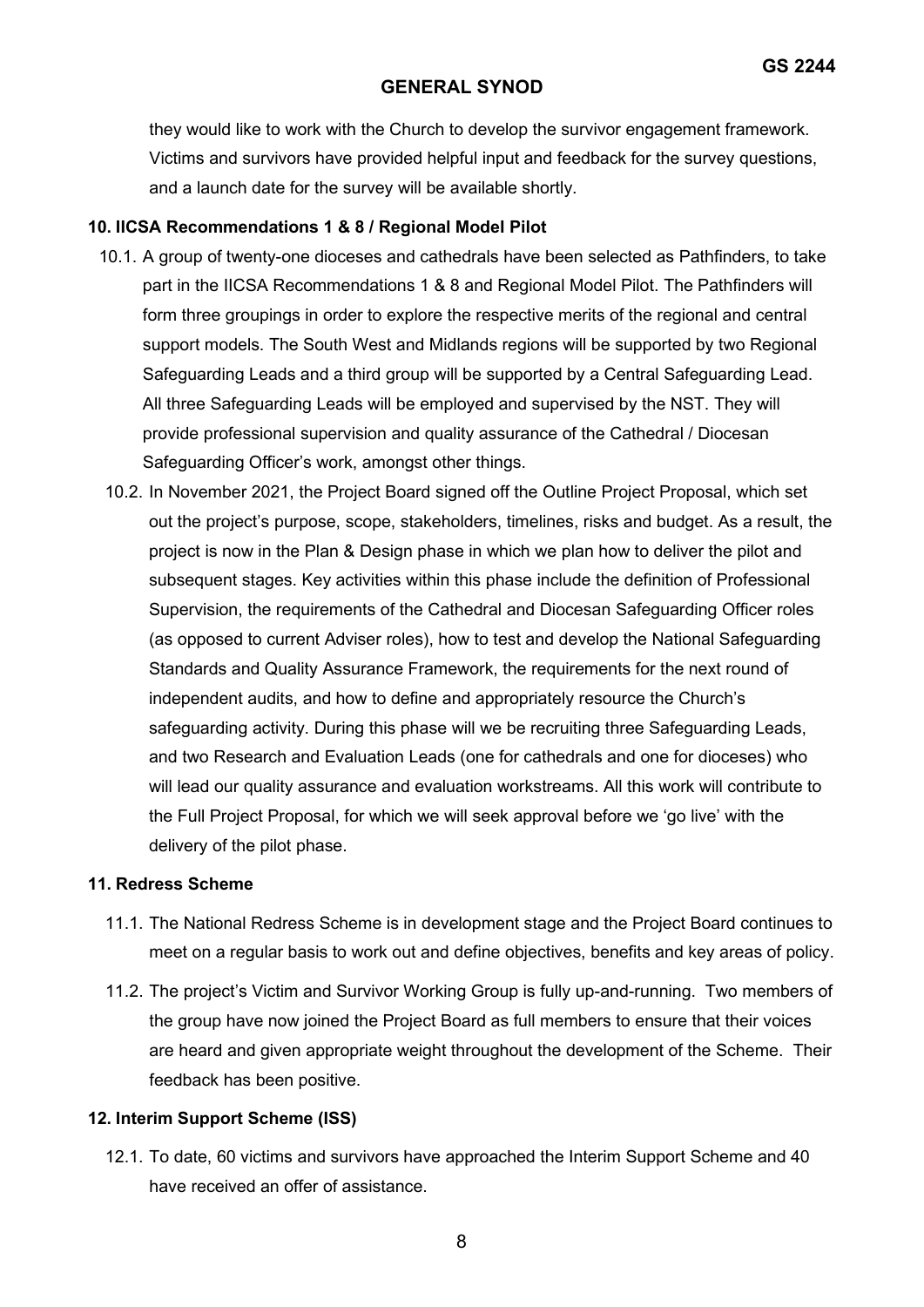they would like to work with the Church to develop the survivor engagement framework. Victims and survivors have provided helpful input and feedback for the survey questions, and a launch date for the survey will be available shortly.

**10. IICSA Recommendations 1 & 8 / Regional Model Pilot**

10.1. A group of twenty-one dioceses and cathedrals have been selected as Pathfinders, to take part in the IICSA Recommendations 1 & 8 and Regional Model Pilot. The Pathfinders will form three groupings in order to explore the respective merits of the regional and central support models. The South West and Midlands regions will be supported by two Regional Safeguarding Leads and a third group will be supported by a Central Safeguarding Lead. All three Safeguarding Leads will be employed and supervised by the NST. They will provide professional supervision and quality assurance of the Cathedral / Diocesan Safeguarding Officer's work, amongst other things.

10.2. In November 2021, the Project Board signed off the Outline Project Proposal, which set out the project's purpose, scope, stakeholders, timelines, risks and budget. As a result, the project is now in the Plan & Design phase in which we plan how to deliver the pilot and subsequent stages. Key activities within this phase include the definition of Professional Supervision, the requirements of the Cathedral and Diocesan Safeguarding Officer roles (as opposed to current Adviser roles), how to test and develop the National Safeguarding Standards and Quality Assurance Framework, the requirements for the next round of independent audits, and how to define and appropriately resource the Church's safeguarding activity. During this phase will we be recruiting three Safeguarding Leads, and two Research and Evaluation Leads (one for cathedrals and one for dioceses) who will lead our quality assurance and evaluation workstreams. All this work will contribute to the Full Project Proposal, for which we will seek approval before we 'go live' with the delivery of the pilot phase.

**11. Redress Scheme**

11.1. The National Redress Scheme is in development stage and the Project Board continues to meet on a regular basis to work out and define objectives, benefits and key areas of policy.

11.2. The project's Victim and Survivor Working Group is fully up-and-running. Two members of the group have now joined the Project Board as full members to ensure that their voices are heard and given appropriate weight throughout the development of the Scheme. Their feedback has been positive.

**12. Interim Support Scheme (ISS)**

12.1. To date, 60 victims and survivors have approached the Interim Support Scheme and 40 have received an offer of assistance.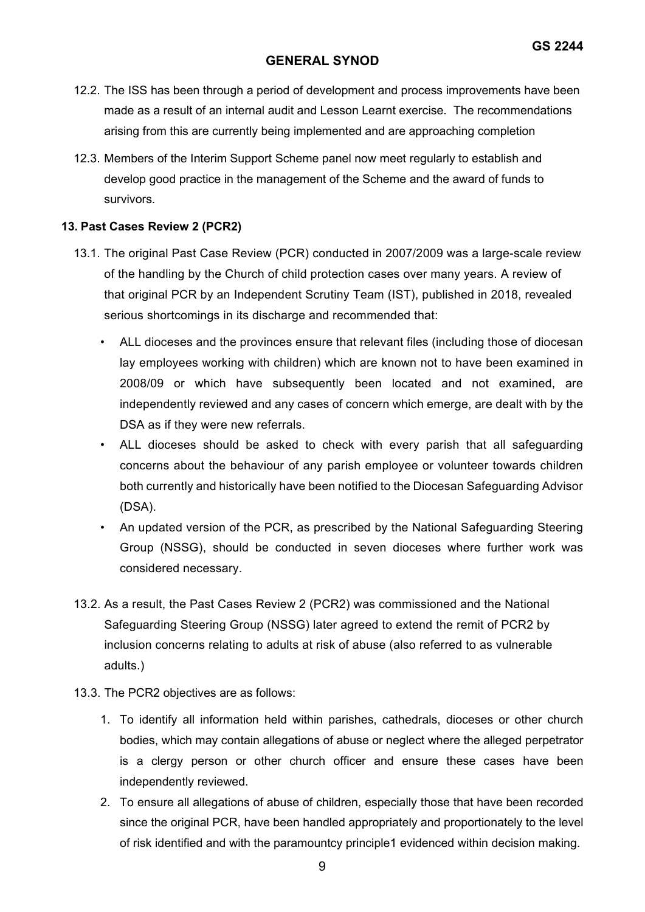12.2. The ISS has been through a period of development and process improvements have been made as a result of an internal audit and Lesson Learnt exercise. The recommendations arising from this are currently being implemented and are approaching completion

12.3. Members of the Interim Support Scheme panel now meet regularly to establish and develop good practice in the management of the Scheme and the award of funds to survivors.

### 13. Past Cases Review 2 (PCR2)

13.1. The original Past Case Review (PCR) conducted in 2007/2009 was a large-scale review of the handling by the Church of child protection cases over many years. A review of that original PCR by an Independent Scrutiny Team (IST), published in 2018, revealed serious shortcomings in its discharge and recommended that:

- ALL dioceses and the provinces ensure that relevant files (including those of diocesan lay employees working with children) which are known not to have been examined in 2008/09 or which have subsequently been located and not examined, are independently reviewed and any cases of concern which emerge, are dealt with by the DSA as if they were new referrals.
- ALL dioceses should be asked to check with every parish that all safeguarding concerns about the behaviour of any parish employee or volunteer towards children both currently and historically have been notified to the Diocesan Safeguarding Advisor (DSA).
- An updated version of the PCR, as prescribed by the National Safeguarding Steering Group (NSSG), should be conducted in seven dioceses where further work was considered necessary.

13.2. As a result, the Past Cases Review 2 (PCR2) was commissioned and the National Safeguarding Steering Group (NSSG) later agreed to extend the remit of PCR2 by inclusion concerns relating to adults at risk of abuse (also referred to as vulnerable adults.)

13.3. The PCR2 objectives are as follows:

1. To identify all information held within parishes, cathedrals, dioceses or other church bodies, which may contain allegations of abuse or neglect where the alleged perpetrator is a clergy person or other church officer and ensure these cases have been independently reviewed.
2. To ensure all allegations of abuse of children, especially those that have been recorded since the original PCR, have been handled appropriately and proportionately to the level of risk identified and with the paramountcy principle[1] evidenced within decision making.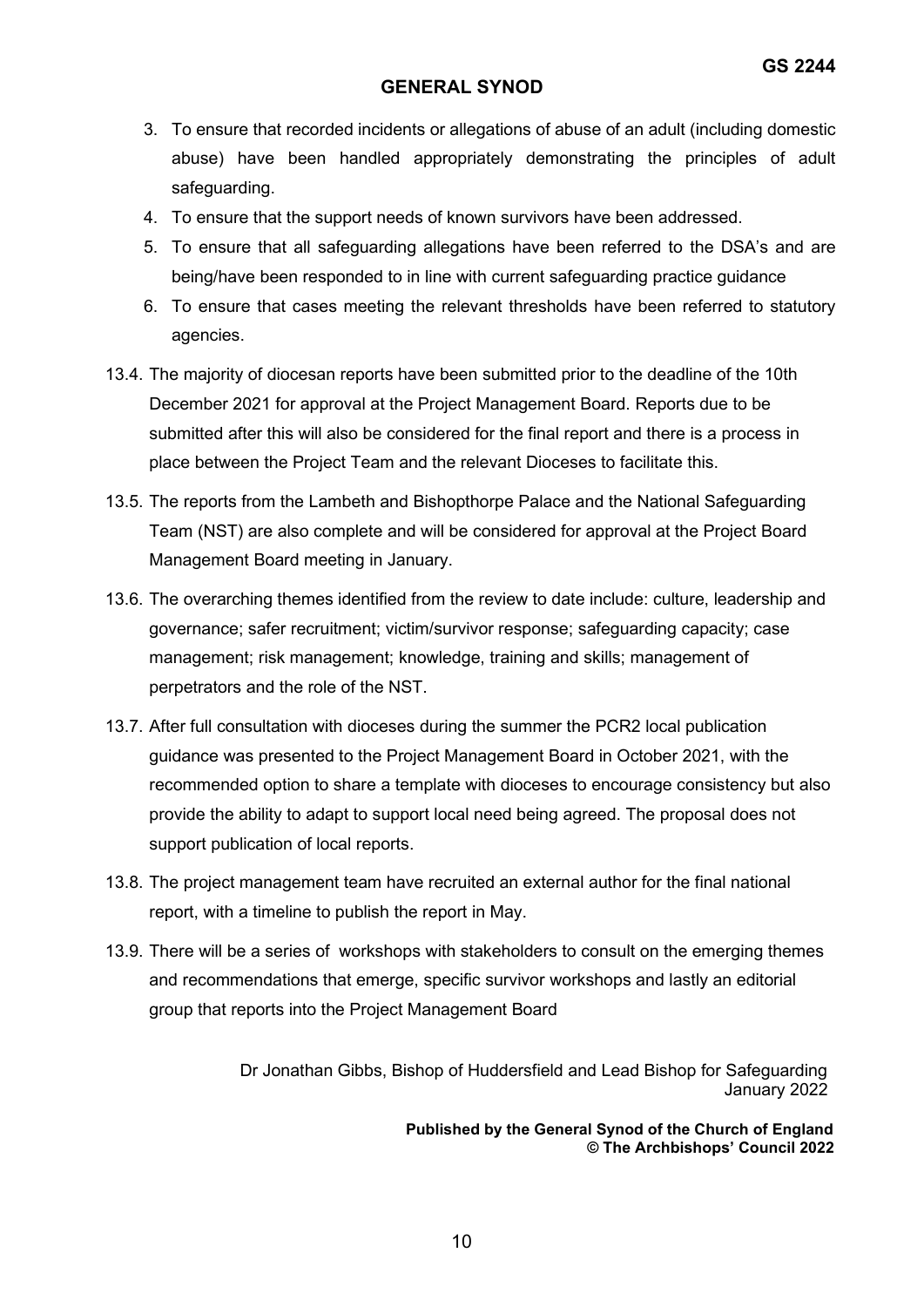3. To ensure that recorded incidents or allegations of abuse of an adult (including domestic abuse) have been handled appropriately demonstrating the principles of adult safeguarding.
4. To ensure that the support needs of known survivors have been addressed.
5. To ensure that all safeguarding allegations have been referred to the DSA's and are being/have been responded to in line with current safeguarding practice guidance
6. To ensure that cases meeting the relevant thresholds have been referred to statutory agencies.

13.4. The majority of diocesan reports have been submitted prior to the deadline of the 10th December 2021 for approval at the Project Management Board. Reports due to be submitted after this will also be considered for the final report and there is a process in place between the Project Team and the relevant Dioceses to facilitate this.

13.5. The reports from the Lambeth and Bishopthorpe Palace and the National Safeguarding Team (NST) are also complete and will be considered for approval at the Project Board Management Board meeting in January.

13.6. The overarching themes identified from the review to date include: culture, leadership and governance; safer recruitment; victim/survivor response; safeguarding capacity; case management; risk management; knowledge, training and skills; management of perpetrators and the role of the NST.

13.7. After full consultation with dioceses during the summer the PCR2 local publication guidance was presented to the Project Management Board in October 2021, with the recommended option to share a template with dioceses to encourage consistency but also provide the ability to adapt to support local need being agreed. The proposal does not support publication of local reports.

13.8. The project management team have recruited an external author for the final national report, with a timeline to publish the report in May.

13.9. There will be a series of workshops with stakeholders to consult on the emerging themes and recommendations that emerge, specific survivor workshops and lastly an editorial group that reports into the Project Management Board

Dr Jonathan Gibbs, Bishop of Huddersfield and Lead Bishop for Safeguarding
January 2022

**Published by the General Synod of the Church of England**
**© The Archbishops' Council 2022**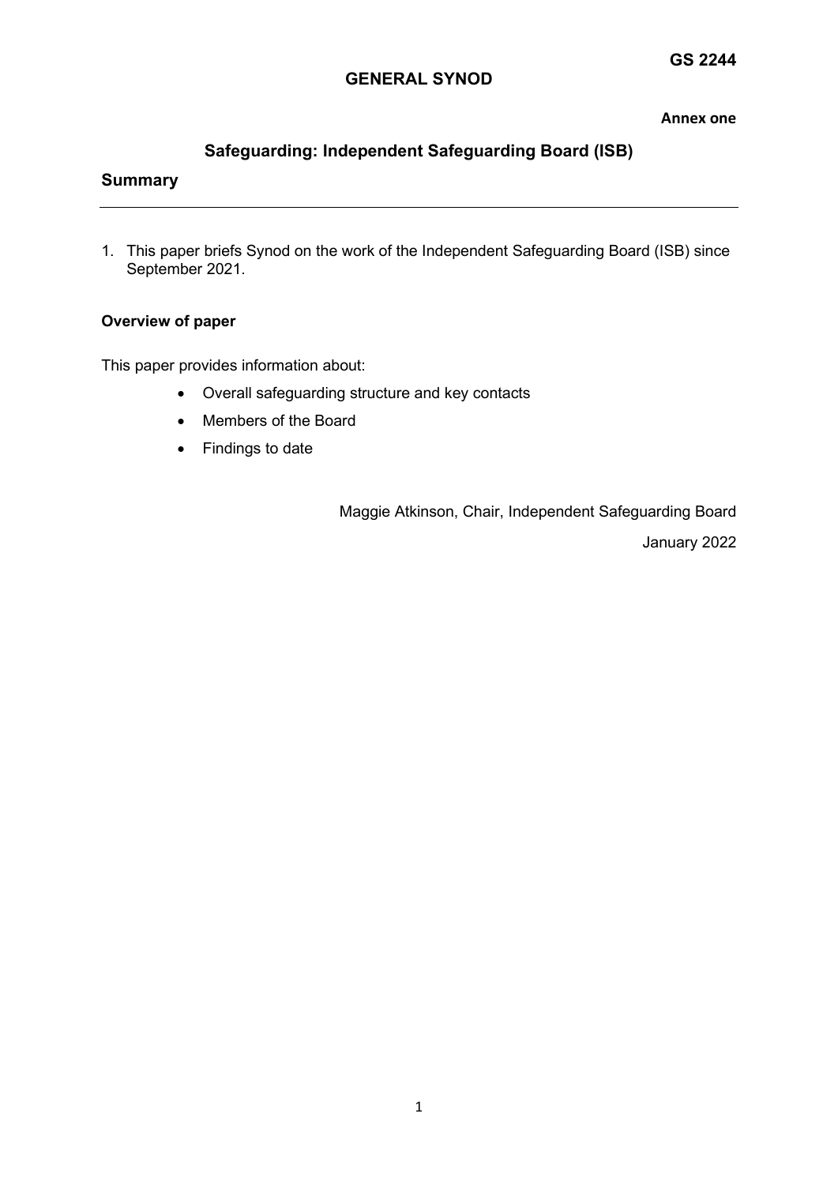**GS 2244**

**GENERAL SYNOD**

**Annex one**

## Safeguarding: Independent Safeguarding Board (ISB)

## Summary

---

1. This paper briefs Synod on the work of the Independent Safeguarding Board (ISB) since September 2021.

**Overview of paper**

This paper provides information about:

- Overall safeguarding structure and key contacts
- Members of the Board
- Findings to date

Maggie Atkinson, Chair, Independent Safeguarding Board

January 2022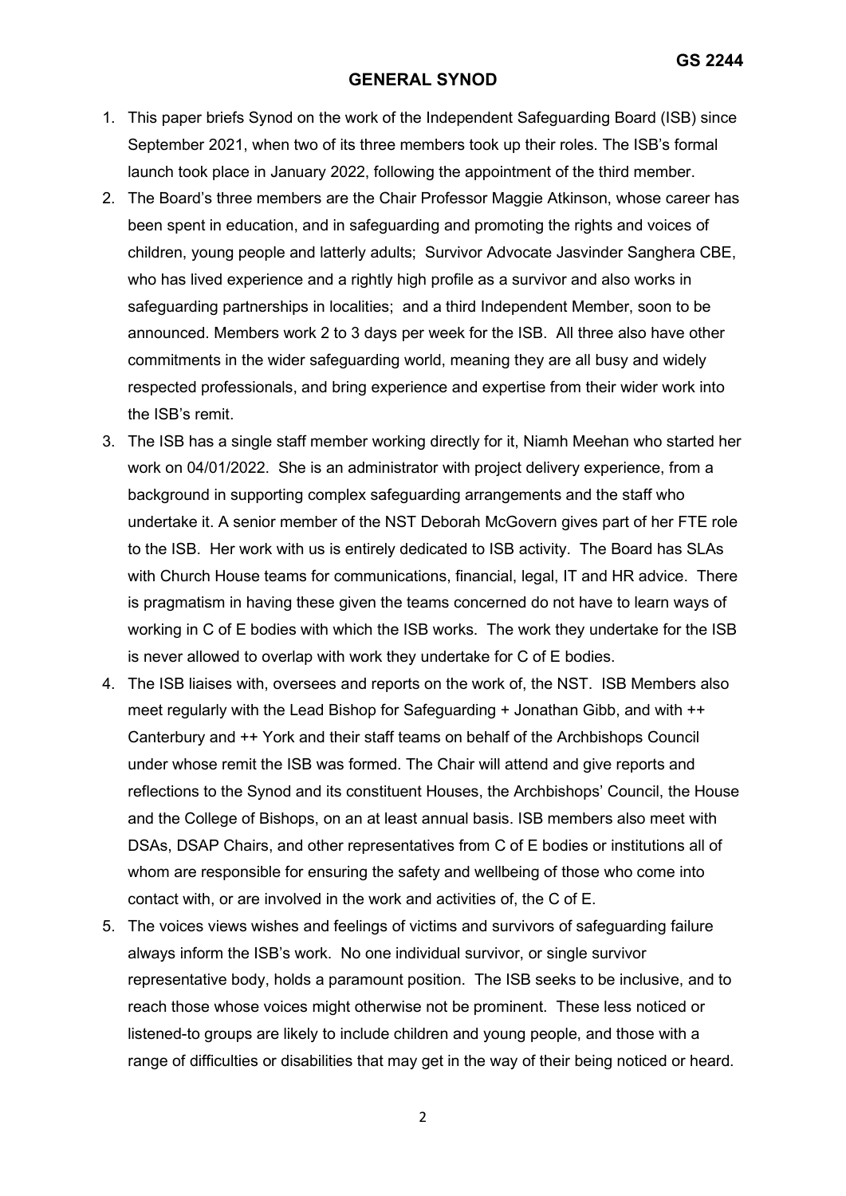**GS 2244**

## GENERAL SYNOD

1. This paper briefs Synod on the work of the Independent Safeguarding Board (ISB) since September 2021, when two of its three members took up their roles. The ISB's formal launch took place in January 2022, following the appointment of the third member.
2. The Board's three members are the Chair Professor Maggie Atkinson, whose career has been spent in education, and in safeguarding and promoting the rights and voices of children, young people and latterly adults; Survivor Advocate Jasvinder Sanghera CBE, who has lived experience and a rightly high profile as a survivor and also works in safeguarding partnerships in localities; and a third Independent Member, soon to be announced. Members work 2 to 3 days per week for the ISB. All three also have other commitments in the wider safeguarding world, meaning they are all busy and widely respected professionals, and bring experience and expertise from their wider work into the ISB's remit.
3. The ISB has a single staff member working directly for it, Niamh Meehan who started her work on 04/01/2022. She is an administrator with project delivery experience, from a background in supporting complex safeguarding arrangements and the staff who undertake it. A senior member of the NST Deborah McGovern gives part of her FTE role to the ISB. Her work with us is entirely dedicated to ISB activity. The Board has SLAs with Church House teams for communications, financial, legal, IT and HR advice. There is pragmatism in having these given the teams concerned do not have to learn ways of working in C of E bodies with which the ISB works. The work they undertake for the ISB is never allowed to overlap with work they undertake for C of E bodies.
4. The ISB liaises with, oversees and reports on the work of, the NST. ISB Members also meet regularly with the Lead Bishop for Safeguarding + Jonathan Gibb, and with ++ Canterbury and ++ York and their staff teams on behalf of the Archbishops Council under whose remit the ISB was formed. The Chair will attend and give reports and reflections to the Synod and its constituent Houses, the Archbishops' Council, the House and the College of Bishops, on an at least annual basis. ISB members also meet with DSAs, DSAP Chairs, and other representatives from C of E bodies or institutions all of whom are responsible for ensuring the safety and wellbeing of those who come into contact with, or are involved in the work and activities of, the C of E.
5. The voices views wishes and feelings of victims and survivors of safeguarding failure always inform the ISB's work. No one individual survivor, or single survivor representative body, holds a paramount position. The ISB seeks to be inclusive, and to reach those whose voices might otherwise not be prominent. These less noticed or listened-to groups are likely to include children and young people, and those with a range of difficulties or disabilities that may get in the way of their being noticed or heard.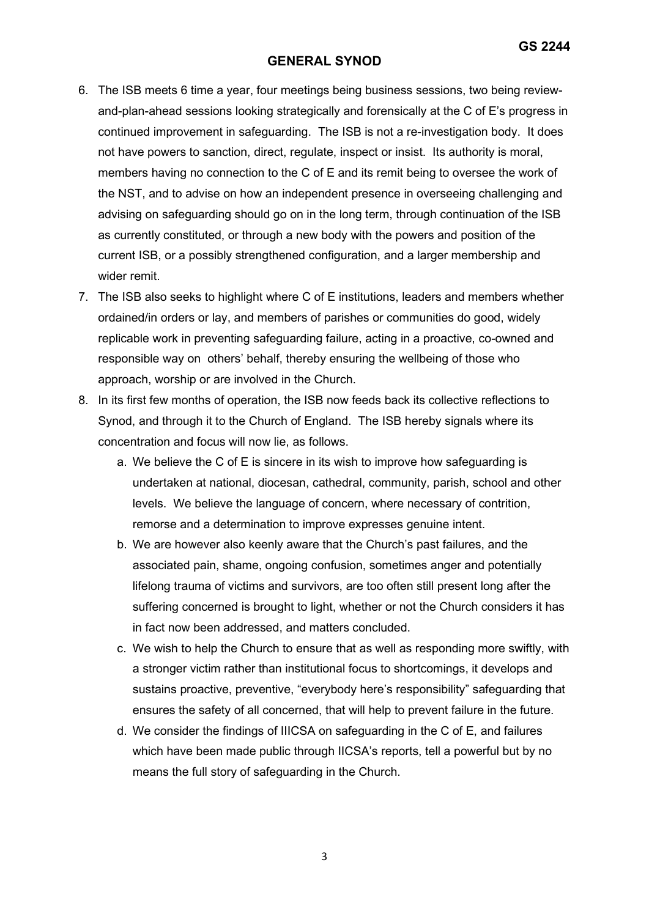6. The ISB meets 6 time a year, four meetings being business sessions, two being review-and-plan-ahead sessions looking strategically and forensically at the C of E's progress in continued improvement in safeguarding. The ISB is not a re-investigation body. It does not have powers to sanction, direct, regulate, inspect or insist. Its authority is moral, members having no connection to the C of E and its remit being to oversee the work of the NST, and to advise on how an independent presence in overseeing challenging and advising on safeguarding should go on in the long term, through continuation of the ISB as currently constituted, or through a new body with the powers and position of the current ISB, or a possibly strengthened configuration, and a larger membership and wider remit.
7. The ISB also seeks to highlight where C of E institutions, leaders and members whether ordained/in orders or lay, and members of parishes or communities do good, widely replicable work in preventing safeguarding failure, acting in a proactive, co-owned and responsible way on others' behalf, thereby ensuring the wellbeing of those who approach, worship or are involved in the Church.
8. In its first few months of operation, the ISB now feeds back its collective reflections to Synod, and through it to the Church of England. The ISB hereby signals where its concentration and focus will now lie, as follows.
   a. We believe the C of E is sincere in its wish to improve how safeguarding is undertaken at national, diocesan, cathedral, community, parish, school and other levels. We believe the language of concern, where necessary of contrition, remorse and a determination to improve expresses genuine intent.
   b. We are however also keenly aware that the Church's past failures, and the associated pain, shame, ongoing confusion, sometimes anger and potentially lifelong trauma of victims and survivors, are too often still present long after the suffering concerned is brought to light, whether or not the Church considers it has in fact now been addressed, and matters concluded.
   c. We wish to help the Church to ensure that as well as responding more swiftly, with a stronger victim rather than institutional focus to shortcomings, it develops and sustains proactive, preventive, "everybody here's responsibility" safeguarding that ensures the safety of all concerned, that will help to prevent failure in the future.
   d. We consider the findings of IIICSA on safeguarding in the C of E, and failures which have been made public through IICSA's reports, tell a powerful but by no means the full story of safeguarding in the Church.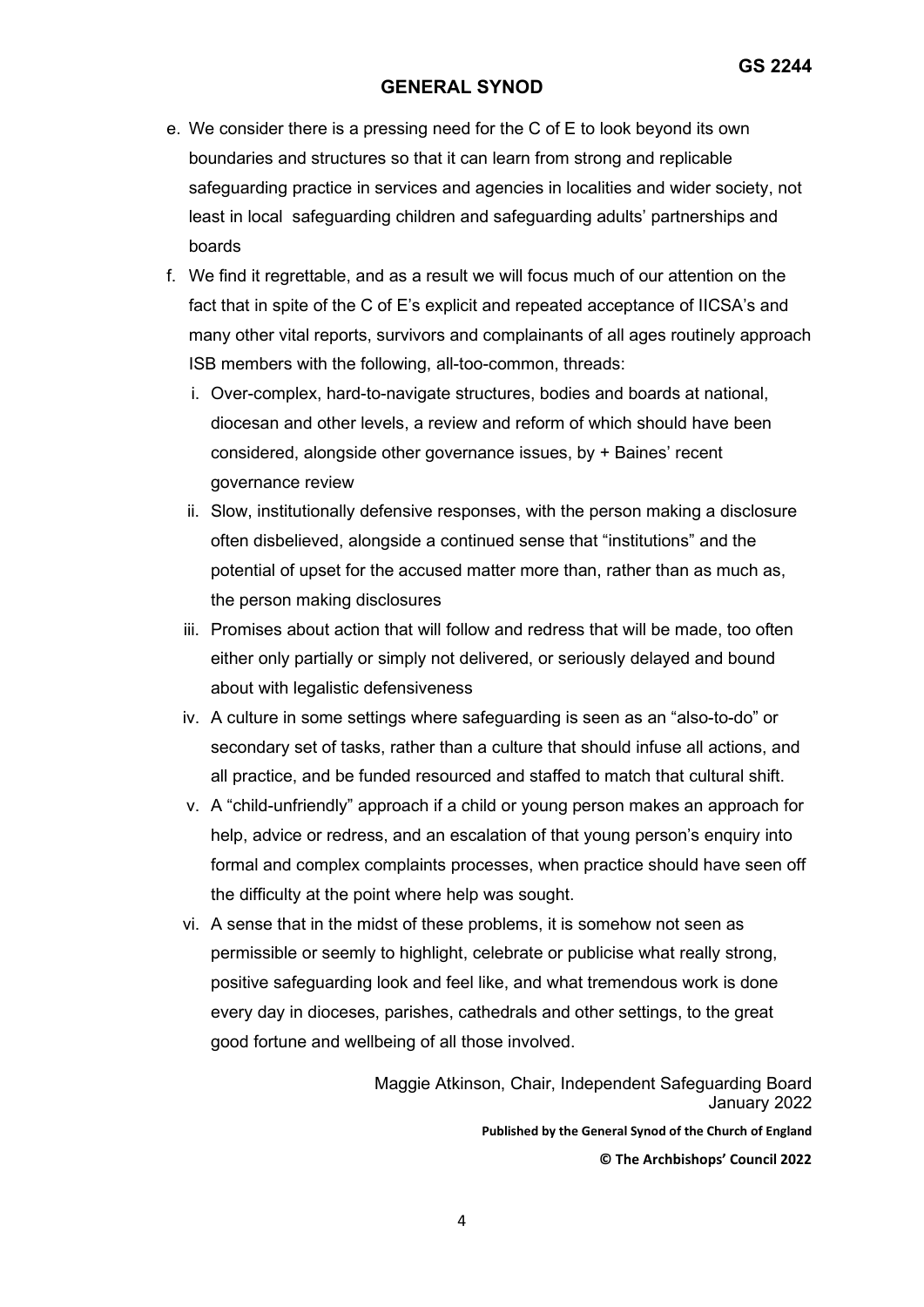e. We consider there is a pressing need for the C of E to look beyond its own boundaries and structures so that it can learn from strong and replicable safeguarding practice in services and agencies in localities and wider society, not least in local safeguarding children and safeguarding adults' partnerships and boards

f. We find it regrettable, and as a result we will focus much of our attention on the fact that in spite of the C of E's explicit and repeated acceptance of IICSA's and many other vital reports, survivors and complainants of all ages routinely approach ISB members with the following, all-too-common, threads:

   i. Over-complex, hard-to-navigate structures, bodies and boards at national, diocesan and other levels, a review and reform of which should have been considered, alongside other governance issues, by + Baines' recent governance review

   ii. Slow, institutionally defensive responses, with the person making a disclosure often disbelieved, alongside a continued sense that "institutions" and the potential of upset for the accused matter more than, rather than as much as, the person making disclosures

   iii. Promises about action that will follow and redress that will be made, too often either only partially or simply not delivered, or seriously delayed and bound about with legalistic defensiveness

   iv. A culture in some settings where safeguarding is seen as an "also-to-do" or secondary set of tasks, rather than a culture that should infuse all actions, and all practice, and be funded resourced and staffed to match that cultural shift.

   v. A "child-unfriendly" approach if a child or young person makes an approach for help, advice or redress, and an escalation of that young person's enquiry into formal and complex complaints processes, when practice should have seen off the difficulty at the point where help was sought.

   vi. A sense that in the midst of these problems, it is somehow not seen as permissible or seemly to highlight, celebrate or publicise what really strong, positive safeguarding look and feel like, and what tremendous work is done every day in dioceses, parishes, cathedrals and other settings, to the great good fortune and wellbeing of all those involved.

Maggie Atkinson, Chair, Independent Safeguarding Board
January 2022

**Published by the General Synod of the Church of England**

**© The Archbishops' Council 2022**